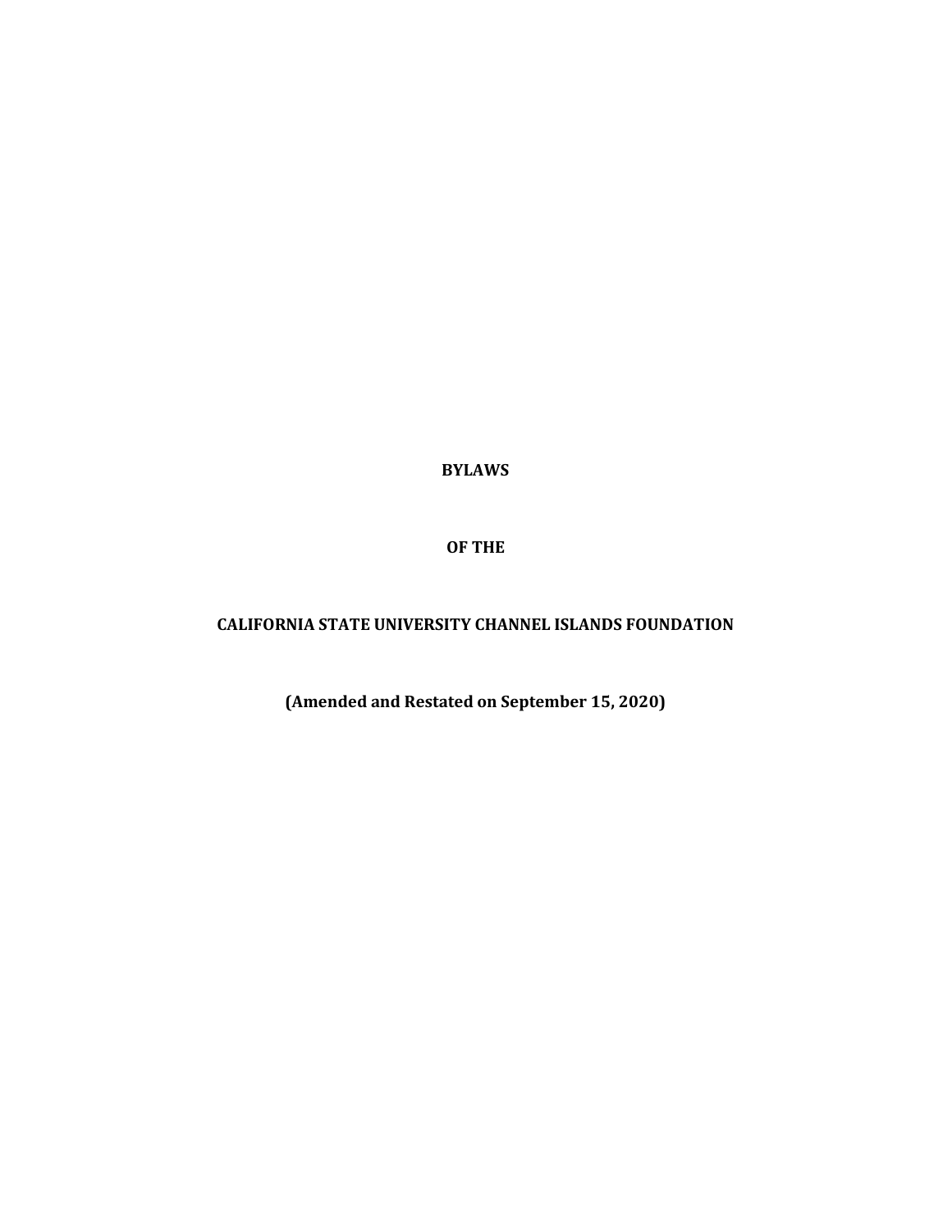# BYLAWS

# OF THE

# CALIFORNIA STATE UNIVERSITY CHANNEL ISLANDS FOUNDATION

**(Amended and Restated on September 15, 2020)**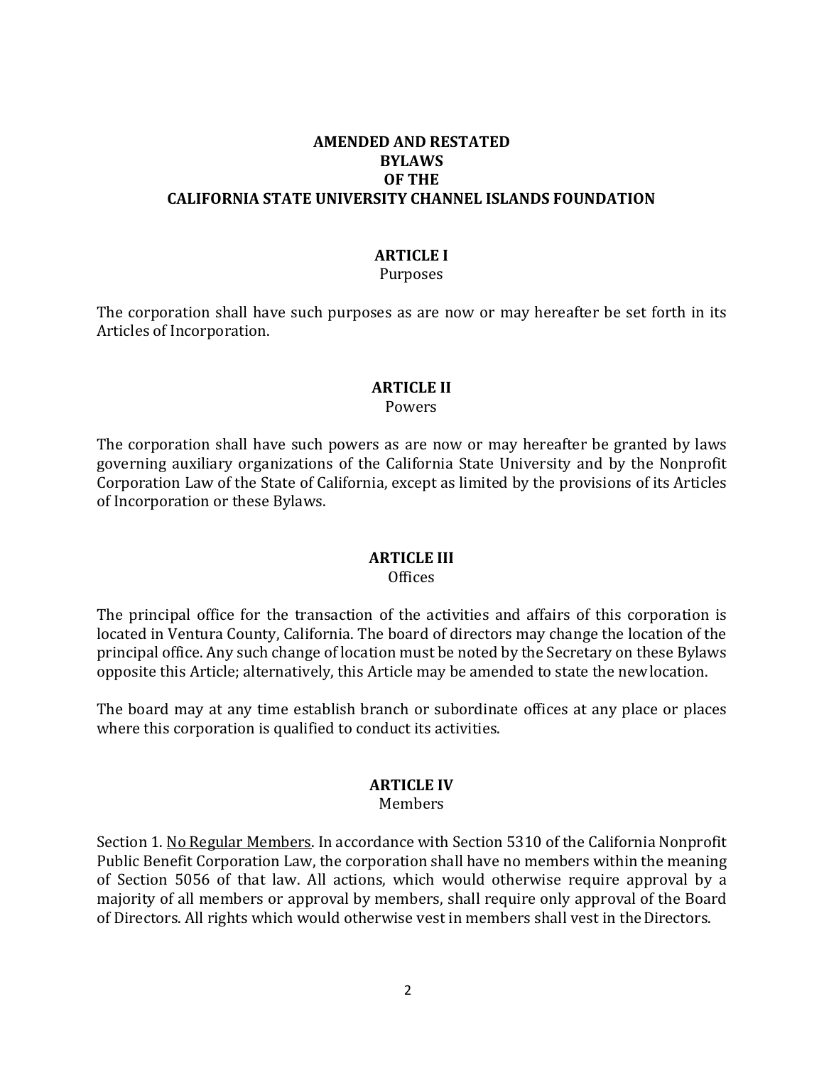# AMENDED AND RESTATED BYLAWS OF THE CALIFORNIA STATE UNIVERSITY CHANNEL ISLANDS FOUNDATION

## ARTICLE I
Purposes

The corporation shall have such purposes as are now or may hereafter be set forth in its Articles of Incorporation.

## ARTICLE II
Powers

The corporation shall have such powers as are now or may hereafter be granted by laws governing auxiliary organizations of the California State University and by the Nonprofit Corporation Law of the State of California, except as limited by the provisions of its Articles of Incorporation or these Bylaws.

## ARTICLE III
Offices

The principal office for the transaction of the activities and affairs of this corporation is located in Ventura County, California. The board of directors may change the location of the principal office. Any such change of location must be noted by the Secretary on these Bylaws opposite this Article; alternatively, this Article may be amended to state the new location.

The board may at any time establish branch or subordinate offices at any place or places where this corporation is qualified to conduct its activities.

## ARTICLE IV
Members

Section 1. <u>No Regular Members</u>. In accordance with Section 5310 of the California Nonprofit Public Benefit Corporation Law, the corporation shall have no members within the meaning of Section 5056 of that law. All actions, which would otherwise require approval by a majority of all members or approval by members, shall require only approval of the Board of Directors. All rights which would otherwise vest in members shall vest in the Directors.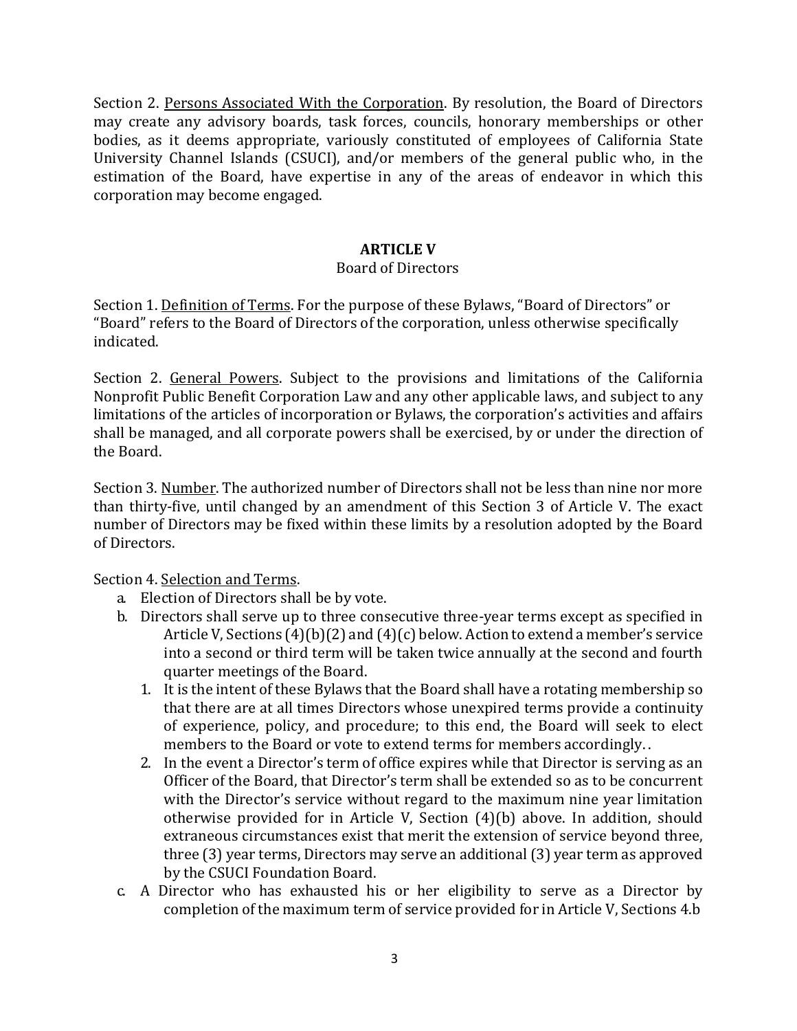Section 2. Persons Associated With the Corporation. By resolution, the Board of Directors may create any advisory boards, task forces, councils, honorary memberships or other bodies, as it deems appropriate, variously constituted of employees of California State University Channel Islands (CSUCI), and/or members of the general public who, in the estimation of the Board, have expertise in any of the areas of endeavor in which this corporation may become engaged.

## ARTICLE V

Board of Directors

Section 1. Definition of Terms. For the purpose of these Bylaws, "Board of Directors" or "Board" refers to the Board of Directors of the corporation, unless otherwise specifically indicated.

Section 2. General Powers. Subject to the provisions and limitations of the California Nonprofit Public Benefit Corporation Law and any other applicable laws, and subject to any limitations of the articles of incorporation or Bylaws, the corporation's activities and affairs shall be managed, and all corporate powers shall be exercised, by or under the direction of the Board.

Section 3. Number. The authorized number of Directors shall not be less than nine nor more than thirty-five, until changed by an amendment of this Section 3 of Article V. The exact number of Directors may be fixed within these limits by a resolution adopted by the Board of Directors.

Section 4. Selection and Terms.

a. Election of Directors shall be by vote.
b. Directors shall serve up to three consecutive three-year terms except as specified in Article V, Sections (4)(b)(2) and (4)(c) below. Action to extend a member's service into a second or third term will be taken twice annually at the second and fourth quarter meetings of the Board.
   1. It is the intent of these Bylaws that the Board shall have a rotating membership so that there are at all times Directors whose unexpired terms provide a continuity of experience, policy, and procedure; to this end, the Board will seek to elect members to the Board or vote to extend terms for members accordingly. .
   2. In the event a Director's term of office expires while that Director is serving as an Officer of the Board, that Director's term shall be extended so as to be concurrent with the Director's service without regard to the maximum nine year limitation otherwise provided for in Article V, Section (4)(b) above. In addition, should extraneous circumstances exist that merit the extension of service beyond three, three (3) year terms, Directors may serve an additional (3) year term as approved by the CSUCI Foundation Board.
c. A Director who has exhausted his or her eligibility to serve as a Director by completion of the maximum term of service provided for in Article V, Sections 4.b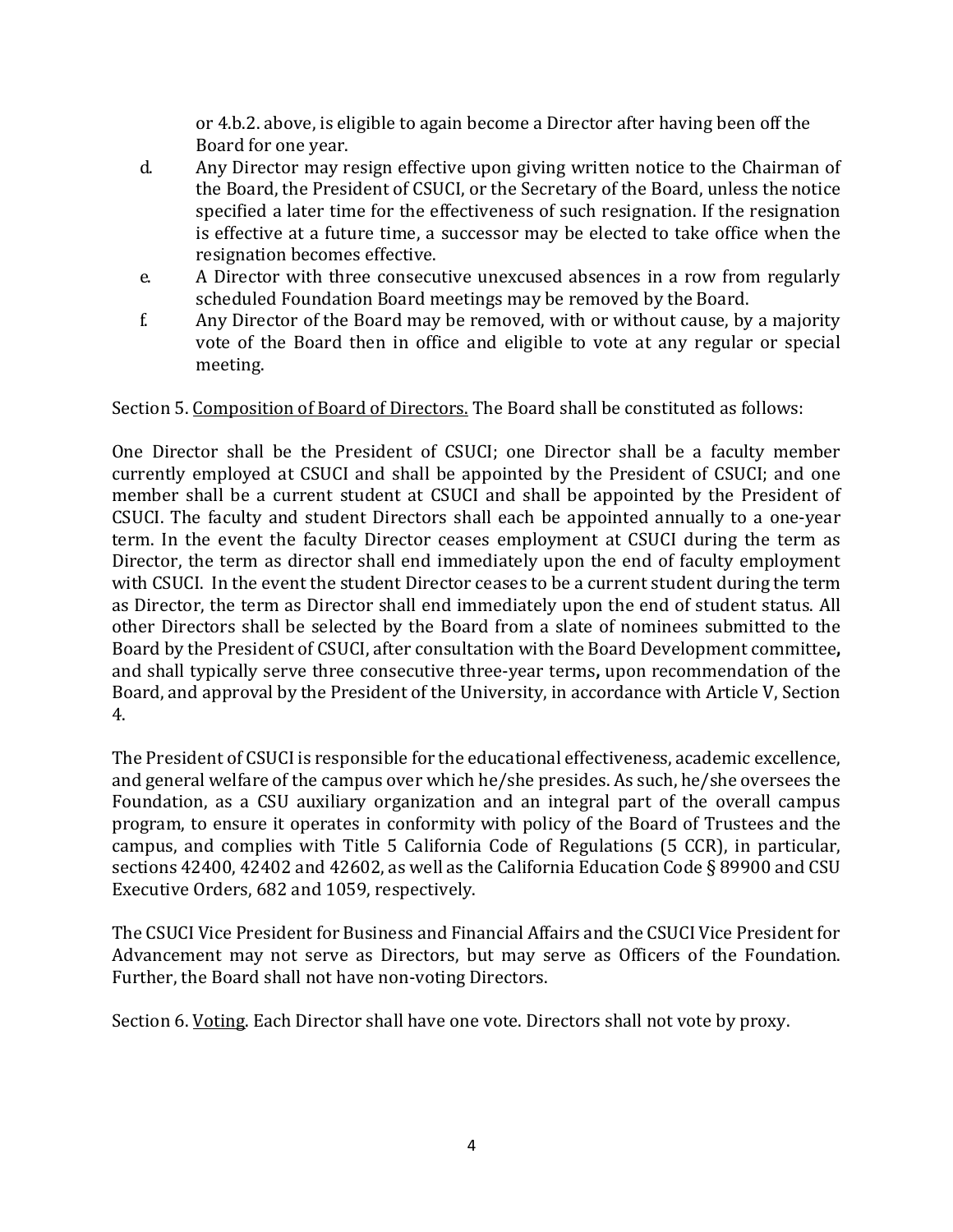or 4.b.2. above, is eligible to again become a Director after having been off the Board for one year.

d. Any Director may resign effective upon giving written notice to the Chairman of the Board, the President of CSUCI, or the Secretary of the Board, unless the notice specified a later time for the effectiveness of such resignation. If the resignation is effective at a future time, a successor may be elected to take office when the resignation becomes effective.

e. A Director with three consecutive unexcused absences in a row from regularly scheduled Foundation Board meetings may be removed by the Board.

f. Any Director of the Board may be removed, with or without cause, by a majority vote of the Board then in office and eligible to vote at any regular or special meeting.

Section 5. <u>Composition of Board of Directors.</u> The Board shall be constituted as follows:

One Director shall be the President of CSUCI; one Director shall be a faculty member currently employed at CSUCI and shall be appointed by the President of CSUCI; and one member shall be a current student at CSUCI and shall be appointed by the President of CSUCI. The faculty and student Directors shall each be appointed annually to a one-year term. In the event the faculty Director ceases employment at CSUCI during the term as Director, the term as director shall end immediately upon the end of faculty employment with CSUCI. In the event the student Director ceases to be a current student during the term as Director, the term as Director shall end immediately upon the end of student status. All other Directors shall be selected by the Board from a slate of nominees submitted to the Board by the President of CSUCI, after consultation with the Board Development committee**,** and shall typically serve three consecutive three-year terms**,** upon recommendation of the Board, and approval by the President of the University, in accordance with Article V, Section 4.

The President of CSUCI is responsible for the educational effectiveness, academic excellence, and general welfare of the campus over which he/she presides. As such, he/she oversees the Foundation, as a CSU auxiliary organization and an integral part of the overall campus program, to ensure it operates in conformity with policy of the Board of Trustees and the campus, and complies with Title 5 California Code of Regulations (5 CCR), in particular, sections 42400, 42402 and 42602, as well as the California Education Code § 89900 and CSU Executive Orders, 682 and 1059, respectively.

The CSUCI Vice President for Business and Financial Affairs and the CSUCI Vice President for Advancement may not serve as Directors, but may serve as Officers of the Foundation. Further, the Board shall not have non-voting Directors.

Section 6. <u>Voting</u>. Each Director shall have one vote. Directors shall not vote by proxy.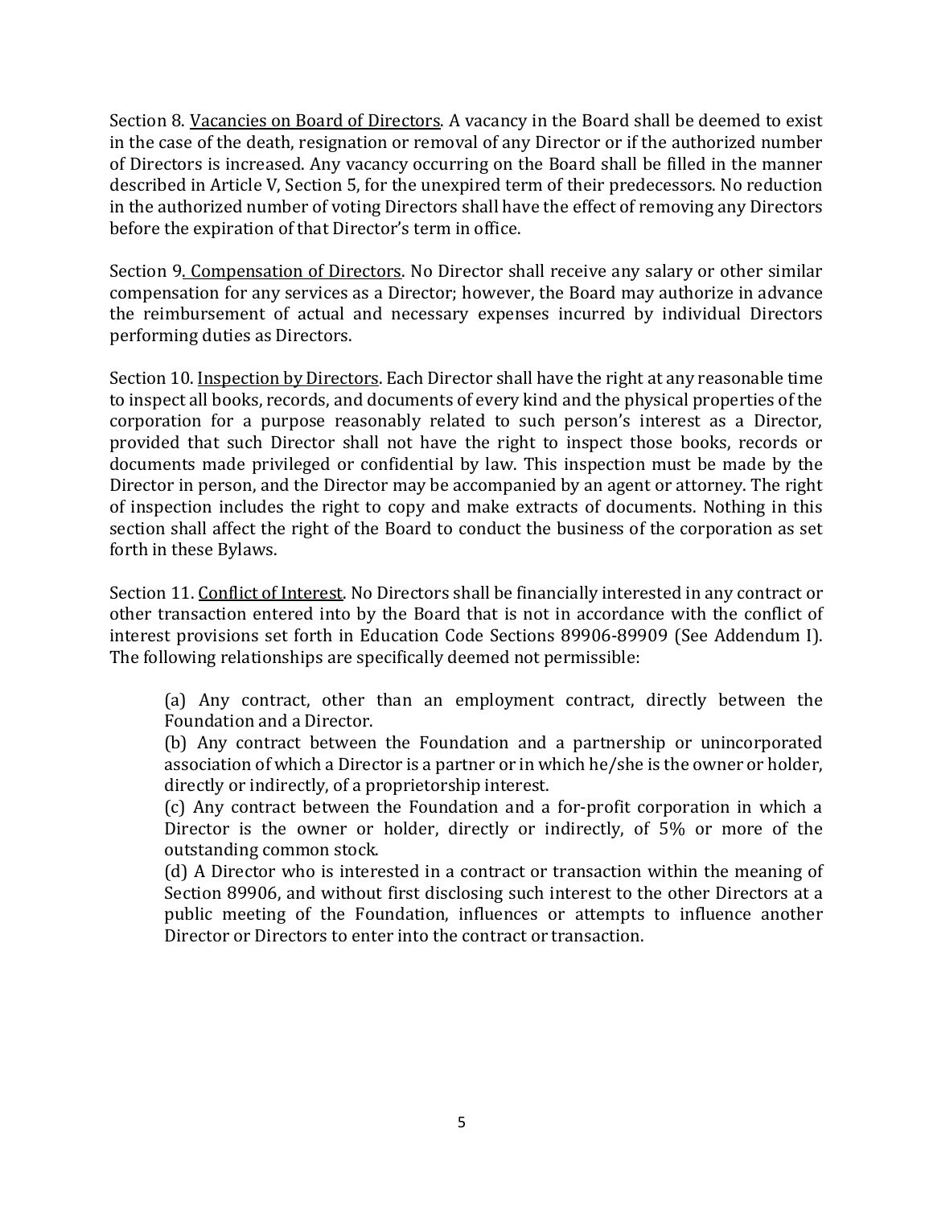Section 8. Vacancies on Board of Directors. A vacancy in the Board shall be deemed to exist in the case of the death, resignation or removal of any Director or if the authorized number of Directors is increased. Any vacancy occurring on the Board shall be filled in the manner described in Article V, Section 5, for the unexpired term of their predecessors. No reduction in the authorized number of voting Directors shall have the effect of removing any Directors before the expiration of that Director's term in office.

Section 9. Compensation of Directors. No Director shall receive any salary or other similar compensation for any services as a Director; however, the Board may authorize in advance the reimbursement of actual and necessary expenses incurred by individual Directors performing duties as Directors.

Section 10. Inspection by Directors. Each Director shall have the right at any reasonable time to inspect all books, records, and documents of every kind and the physical properties of the corporation for a purpose reasonably related to such person's interest as a Director, provided that such Director shall not have the right to inspect those books, records or documents made privileged or confidential by law. This inspection must be made by the Director in person, and the Director may be accompanied by an agent or attorney. The right of inspection includes the right to copy and make extracts of documents. Nothing in this section shall affect the right of the Board to conduct the business of the corporation as set forth in these Bylaws.

Section 11. Conflict of Interest. No Directors shall be financially interested in any contract or other transaction entered into by the Board that is not in accordance with the conflict of interest provisions set forth in Education Code Sections 89906-89909 (See Addendum I). The following relationships are specifically deemed not permissible:

(a) Any contract, other than an employment contract, directly between the Foundation and a Director.
(b) Any contract between the Foundation and a partnership or unincorporated association of which a Director is a partner or in which he/she is the owner or holder, directly or indirectly, of a proprietorship interest.
(c) Any contract between the Foundation and a for-profit corporation in which a Director is the owner or holder, directly or indirectly, of 5% or more of the outstanding common stock.
(d) A Director who is interested in a contract or transaction within the meaning of Section 89906, and without first disclosing such interest to the other Directors at a public meeting of the Foundation, influences or attempts to influence another Director or Directors to enter into the contract or transaction.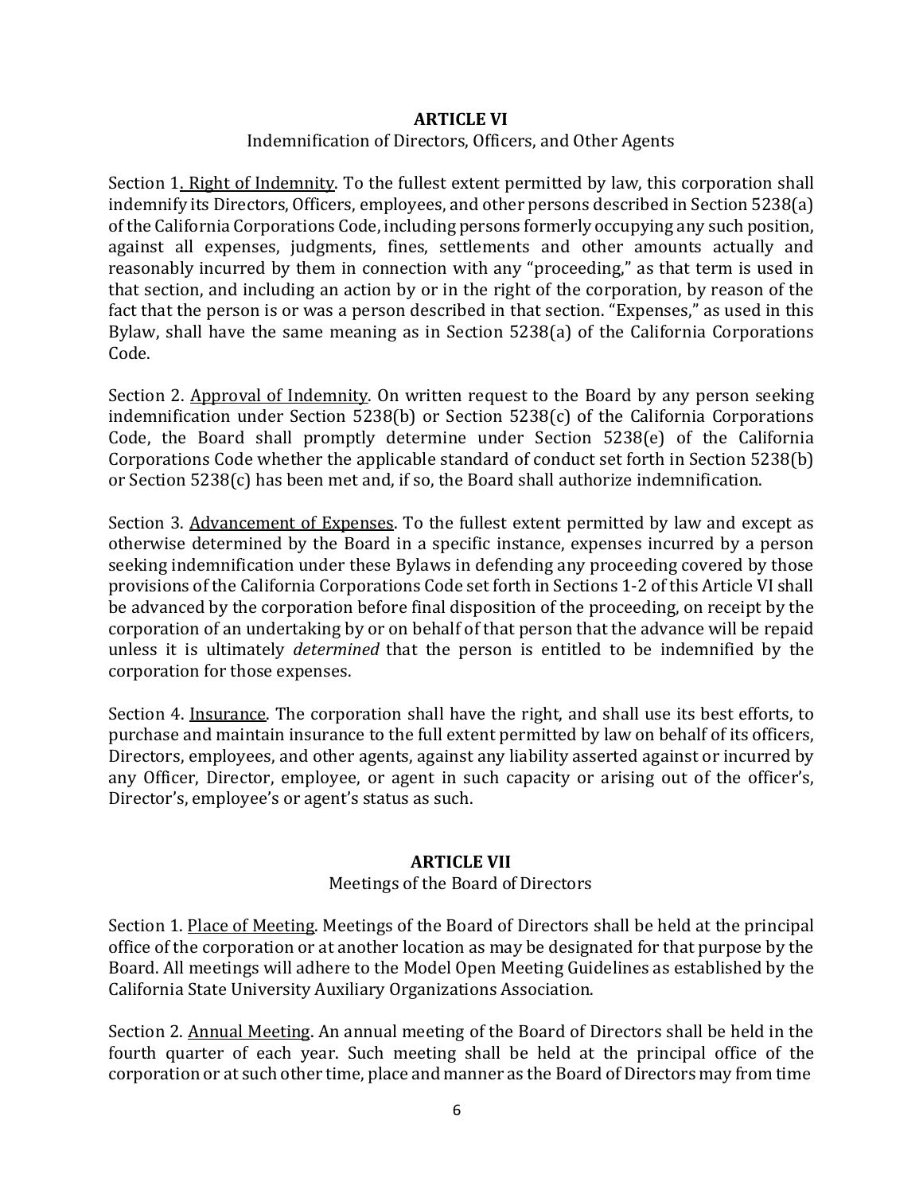## ARTICLE VI

Indemnification of Directors, Officers, and Other Agents

Section 1. Right of Indemnity. To the fullest extent permitted by law, this corporation shall indemnify its Directors, Officers, employees, and other persons described in Section 5238(a) of the California Corporations Code, including persons formerly occupying any such position, against all expenses, judgments, fines, settlements and other amounts actually and reasonably incurred by them in connection with any "proceeding," as that term is used in that section, and including an action by or in the right of the corporation, by reason of the fact that the person is or was a person described in that section. "Expenses," as used in this Bylaw, shall have the same meaning as in Section 5238(a) of the California Corporations Code.

Section 2. Approval of Indemnity. On written request to the Board by any person seeking indemnification under Section 5238(b) or Section 5238(c) of the California Corporations Code, the Board shall promptly determine under Section 5238(e) of the California Corporations Code whether the applicable standard of conduct set forth in Section 5238(b) or Section 5238(c) has been met and, if so, the Board shall authorize indemnification.

Section 3. Advancement of Expenses. To the fullest extent permitted by law and except as otherwise determined by the Board in a specific instance, expenses incurred by a person seeking indemnification under these Bylaws in defending any proceeding covered by those provisions of the California Corporations Code set forth in Sections 1-2 of this Article VI shall be advanced by the corporation before final disposition of the proceeding, on receipt by the corporation of an undertaking by or on behalf of that person that the advance will be repaid unless it is ultimately *determined* that the person is entitled to be indemnified by the corporation for those expenses.

Section 4. Insurance. The corporation shall have the right, and shall use its best efforts, to purchase and maintain insurance to the full extent permitted by law on behalf of its officers, Directors, employees, and other agents, against any liability asserted against or incurred by any Officer, Director, employee, or agent in such capacity or arising out of the officer's, Director's, employee's or agent's status as such.

## ARTICLE VII

Meetings of the Board of Directors

Section 1. Place of Meeting. Meetings of the Board of Directors shall be held at the principal office of the corporation or at another location as may be designated for that purpose by the Board. All meetings will adhere to the Model Open Meeting Guidelines as established by the California State University Auxiliary Organizations Association.

Section 2. Annual Meeting. An annual meeting of the Board of Directors shall be held in the fourth quarter of each year. Such meeting shall be held at the principal office of the corporation or at such other time, place and manner as the Board of Directors may from time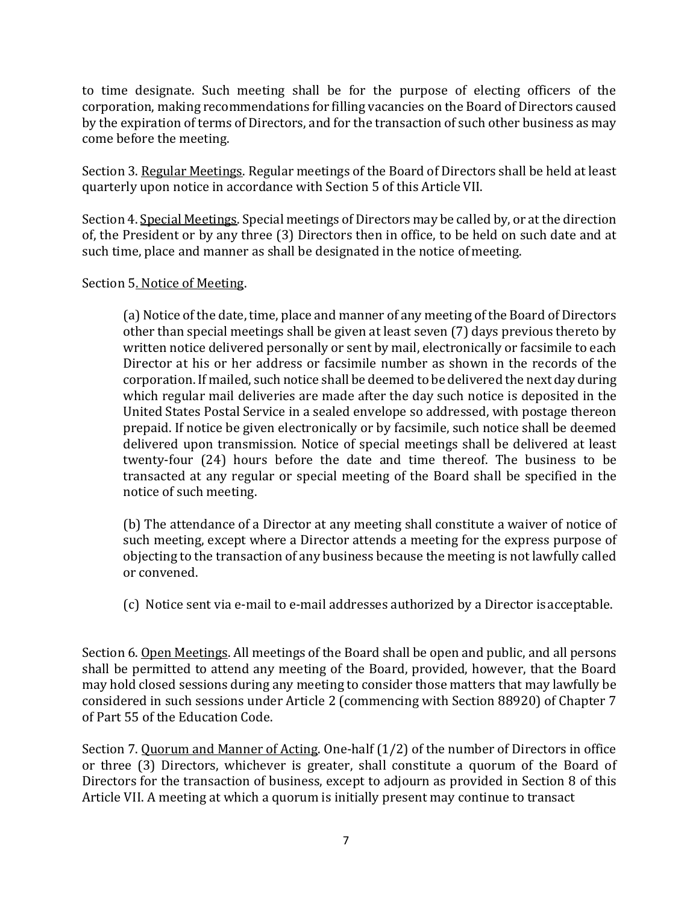to time designate. Such meeting shall be for the purpose of electing officers of the corporation, making recommendations for filling vacancies on the Board of Directors caused by the expiration of terms of Directors, and for the transaction of such other business as may come before the meeting.

Section 3. <u>Regular Meetings</u>. Regular meetings of the Board of Directors shall be held at least quarterly upon notice in accordance with Section 5 of this Article VII.

Section 4. <u>Special Meetings</u>. Special meetings of Directors may be called by, or at the direction of, the President or by any three (3) Directors then in office, to be held on such date and at such time, place and manner as shall be designated in the notice of meeting.

Section 5<u>. Notice of Meeting</u>.

> (a) Notice of the date, time, place and manner of any meeting of the Board of Directors other than special meetings shall be given at least seven (7) days previous thereto by written notice delivered personally or sent by mail, electronically or facsimile to each Director at his or her address or facsimile number as shown in the records of the corporation. If mailed, such notice shall be deemed to be delivered the next day during which regular mail deliveries are made after the day such notice is deposited in the United States Postal Service in a sealed envelope so addressed, with postage thereon prepaid. If notice be given electronically or by facsimile, such notice shall be deemed delivered upon transmission. Notice of special meetings shall be delivered at least twenty-four (24) hours before the date and time thereof. The business to be transacted at any regular or special meeting of the Board shall be specified in the notice of such meeting.
>
> (b) The attendance of a Director at any meeting shall constitute a waiver of notice of such meeting, except where a Director attends a meeting for the express purpose of objecting to the transaction of any business because the meeting is not lawfully called or convened.
>
> (c) Notice sent via e-mail to e-mail addresses authorized by a Director is acceptable.

Section 6. <u>Open Meetings</u>. All meetings of the Board shall be open and public, and all persons shall be permitted to attend any meeting of the Board, provided, however, that the Board may hold closed sessions during any meeting to consider those matters that may lawfully be considered in such sessions under Article 2 (commencing with Section 88920) of Chapter 7 of Part 55 of the Education Code.

Section 7. <u>Quorum and Manner of Acting</u>. One-half (1/2) of the number of Directors in office or three (3) Directors, whichever is greater, shall constitute a quorum of the Board of Directors for the transaction of business, except to adjourn as provided in Section 8 of this Article VII. A meeting at which a quorum is initially present may continue to transact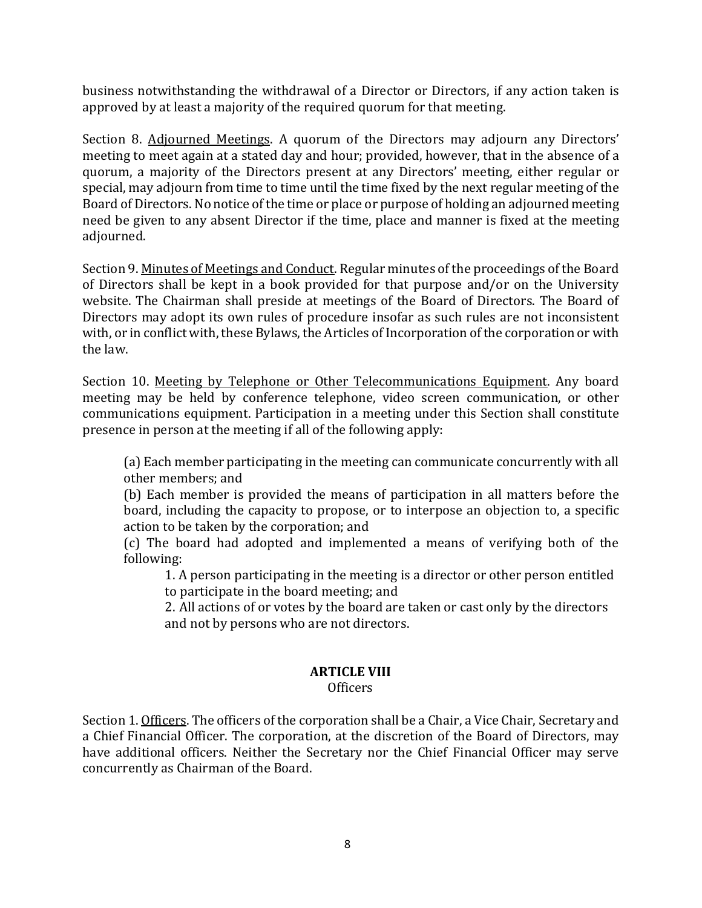business notwithstanding the withdrawal of a Director or Directors, if any action taken is approved by at least a majority of the required quorum for that meeting.

Section 8. Adjourned Meetings. A quorum of the Directors may adjourn any Directors' meeting to meet again at a stated day and hour; provided, however, that in the absence of a quorum, a majority of the Directors present at any Directors' meeting, either regular or special, may adjourn from time to time until the time fixed by the next regular meeting of the Board of Directors. No notice of the time or place or purpose of holding an adjourned meeting need be given to any absent Director if the time, place and manner is fixed at the meeting adjourned.

Section 9. Minutes of Meetings and Conduct. Regular minutes of the proceedings of the Board of Directors shall be kept in a book provided for that purpose and/or on the University website. The Chairman shall preside at meetings of the Board of Directors. The Board of Directors may adopt its own rules of procedure insofar as such rules are not inconsistent with, or in conflict with, these Bylaws, the Articles of Incorporation of the corporation or with the law.

Section 10. Meeting by Telephone or Other Telecommunications Equipment. Any board meeting may be held by conference telephone, video screen communication, or other communications equipment. Participation in a meeting under this Section shall constitute presence in person at the meeting if all of the following apply:

(a) Each member participating in the meeting can communicate concurrently with all other members; and
(b) Each member is provided the means of participation in all matters before the board, including the capacity to propose, or to interpose an objection to, a specific action to be taken by the corporation; and
(c) The board had adopted and implemented a means of verifying both of the following:

1. A person participating in the meeting is a director or other person entitled to participate in the board meeting; and
2. All actions of or votes by the board are taken or cast only by the directors and not by persons who are not directors.

## ARTICLE VIII
Officers

Section 1. Officers. The officers of the corporation shall be a Chair, a Vice Chair, Secretary and a Chief Financial Officer. The corporation, at the discretion of the Board of Directors, may have additional officers. Neither the Secretary nor the Chief Financial Officer may serve concurrently as Chairman of the Board.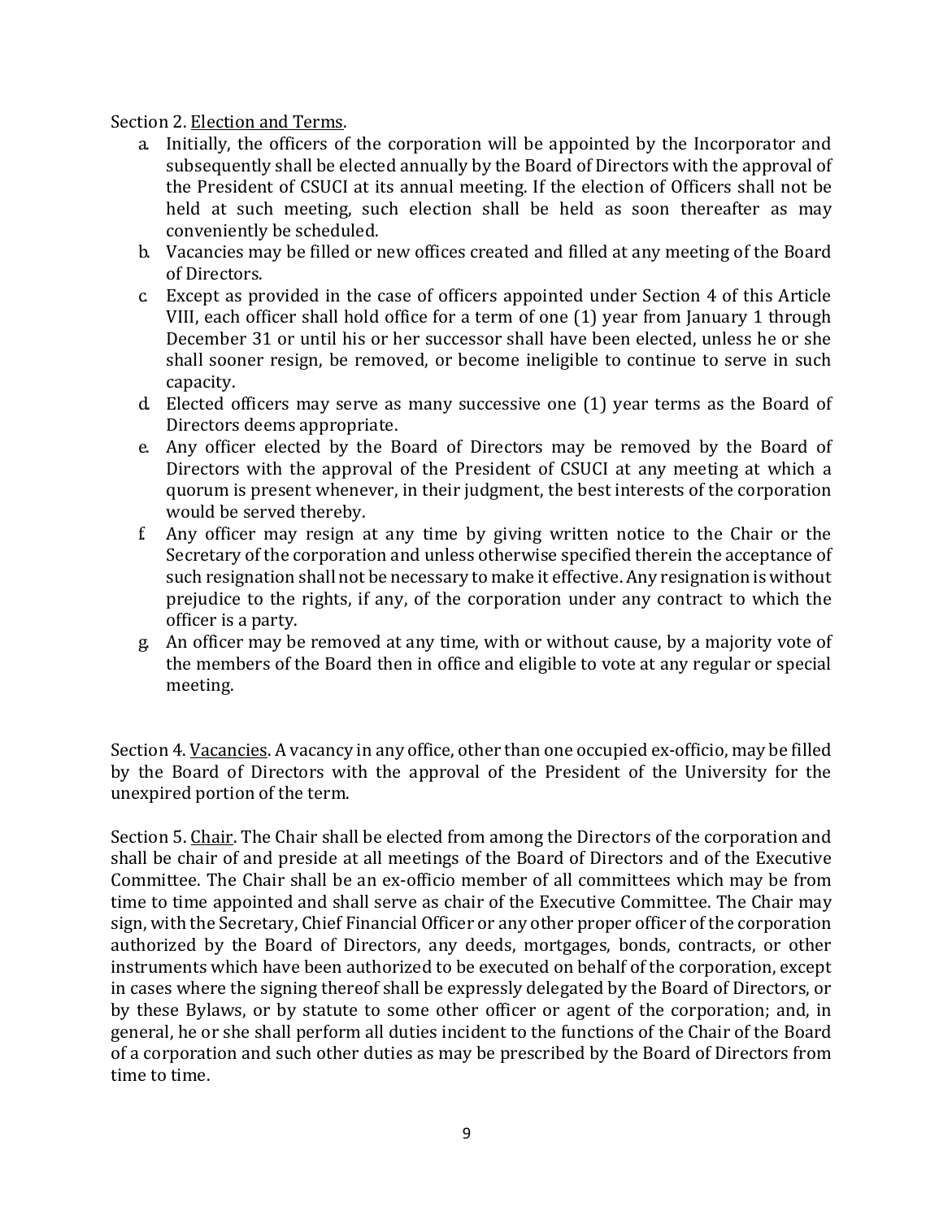Section 2. Election and Terms.

a. Initially, the officers of the corporation will be appointed by the Incorporator and subsequently shall be elected annually by the Board of Directors with the approval of the President of CSUCI at its annual meeting. If the election of Officers shall not be held at such meeting, such election shall be held as soon thereafter as may conveniently be scheduled.
b. Vacancies may be filled or new offices created and filled at any meeting of the Board of Directors.
c. Except as provided in the case of officers appointed under Section 4 of this Article VIII, each officer shall hold office for a term of one (1) year from January 1 through December 31 or until his or her successor shall have been elected, unless he or she shall sooner resign, be removed, or become ineligible to continue to serve in such capacity.
d. Elected officers may serve as many successive one (1) year terms as the Board of Directors deems appropriate.
e. Any officer elected by the Board of Directors may be removed by the Board of Directors with the approval of the President of CSUCI at any meeting at which a quorum is present whenever, in their judgment, the best interests of the corporation would be served thereby.
f. Any officer may resign at any time by giving written notice to the Chair or the Secretary of the corporation and unless otherwise specified therein the acceptance of such resignation shall not be necessary to make it effective. Any resignation is without prejudice to the rights, if any, of the corporation under any contract to which the officer is a party.
g. An officer may be removed at any time, with or without cause, by a majority vote of the members of the Board then in office and eligible to vote at any regular or special meeting.

Section 4. Vacancies. A vacancy in any office, other than one occupied ex-officio, may be filled by the Board of Directors with the approval of the President of the University for the unexpired portion of the term.

Section 5. Chair. The Chair shall be elected from among the Directors of the corporation and shall be chair of and preside at all meetings of the Board of Directors and of the Executive Committee. The Chair shall be an ex-officio member of all committees which may be from time to time appointed and shall serve as chair of the Executive Committee. The Chair may sign, with the Secretary, Chief Financial Officer or any other proper officer of the corporation authorized by the Board of Directors, any deeds, mortgages, bonds, contracts, or other instruments which have been authorized to be executed on behalf of the corporation, except in cases where the signing thereof shall be expressly delegated by the Board of Directors, or by these Bylaws, or by statute to some other officer or agent of the corporation; and, in general, he or she shall perform all duties incident to the functions of the Chair of the Board of a corporation and such other duties as may be prescribed by the Board of Directors from time to time.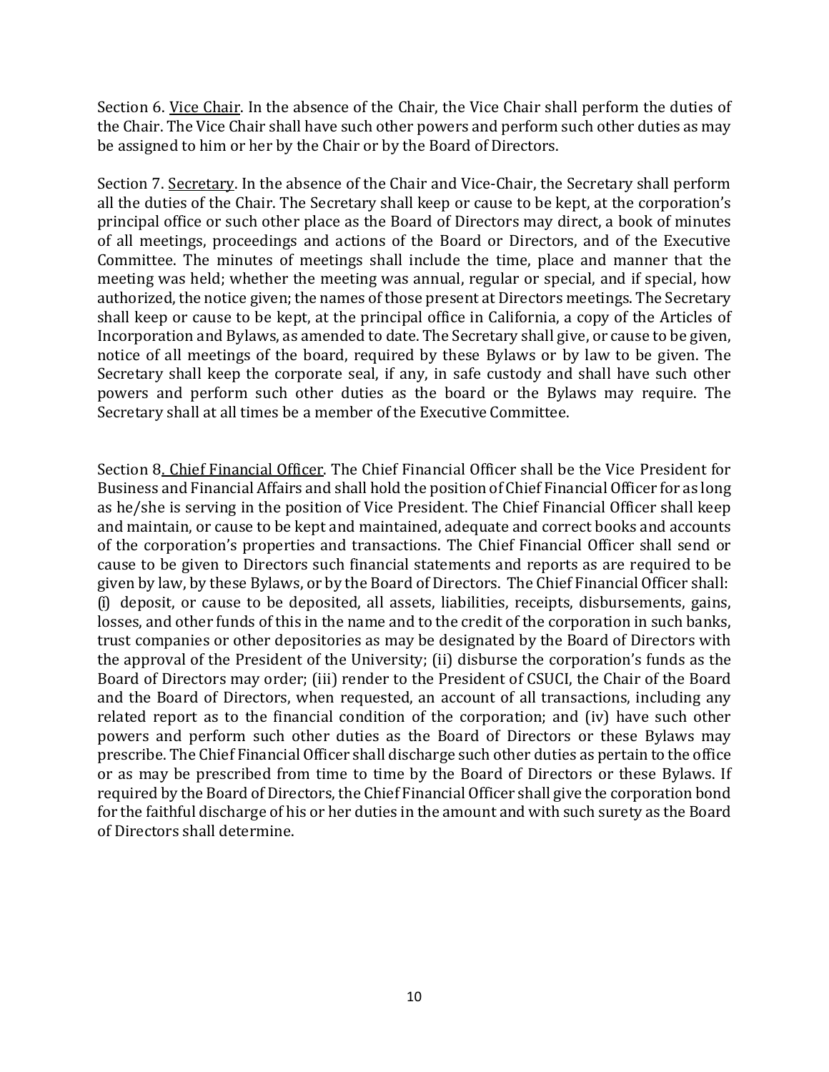Section 6. Vice Chair. In the absence of the Chair, the Vice Chair shall perform the duties of the Chair. The Vice Chair shall have such other powers and perform such other duties as may be assigned to him or her by the Chair or by the Board of Directors.

Section 7. Secretary. In the absence of the Chair and Vice-Chair, the Secretary shall perform all the duties of the Chair. The Secretary shall keep or cause to be kept, at the corporation's principal office or such other place as the Board of Directors may direct, a book of minutes of all meetings, proceedings and actions of the Board or Directors, and of the Executive Committee. The minutes of meetings shall include the time, place and manner that the meeting was held; whether the meeting was annual, regular or special, and if special, how authorized, the notice given; the names of those present at Directors meetings. The Secretary shall keep or cause to be kept, at the principal office in California, a copy of the Articles of Incorporation and Bylaws, as amended to date. The Secretary shall give, or cause to be given, notice of all meetings of the board, required by these Bylaws or by law to be given. The Secretary shall keep the corporate seal, if any, in safe custody and shall have such other powers and perform such other duties as the board or the Bylaws may require. The Secretary shall at all times be a member of the Executive Committee.

Section 8. Chief Financial Officer. The Chief Financial Officer shall be the Vice President for Business and Financial Affairs and shall hold the position of Chief Financial Officer for as long as he/she is serving in the position of Vice President. The Chief Financial Officer shall keep and maintain, or cause to be kept and maintained, adequate and correct books and accounts of the corporation's properties and transactions. The Chief Financial Officer shall send or cause to be given to Directors such financial statements and reports as are required to be given by law, by these Bylaws, or by the Board of Directors. The Chief Financial Officer shall: (i) deposit, or cause to be deposited, all assets, liabilities, receipts, disbursements, gains, losses, and other funds of this in the name and to the credit of the corporation in such banks, trust companies or other depositories as may be designated by the Board of Directors with the approval of the President of the University; (ii) disburse the corporation's funds as the Board of Directors may order; (iii) render to the President of CSUCI, the Chair of the Board and the Board of Directors, when requested, an account of all transactions, including any related report as to the financial condition of the corporation; and (iv) have such other powers and perform such other duties as the Board of Directors or these Bylaws may prescribe. The Chief Financial Officer shall discharge such other duties as pertain to the office or as may be prescribed from time to time by the Board of Directors or these Bylaws. If required by the Board of Directors, the Chief Financial Officer shall give the corporation bond for the faithful discharge of his or her duties in the amount and with such surety as the Board of Directors shall determine.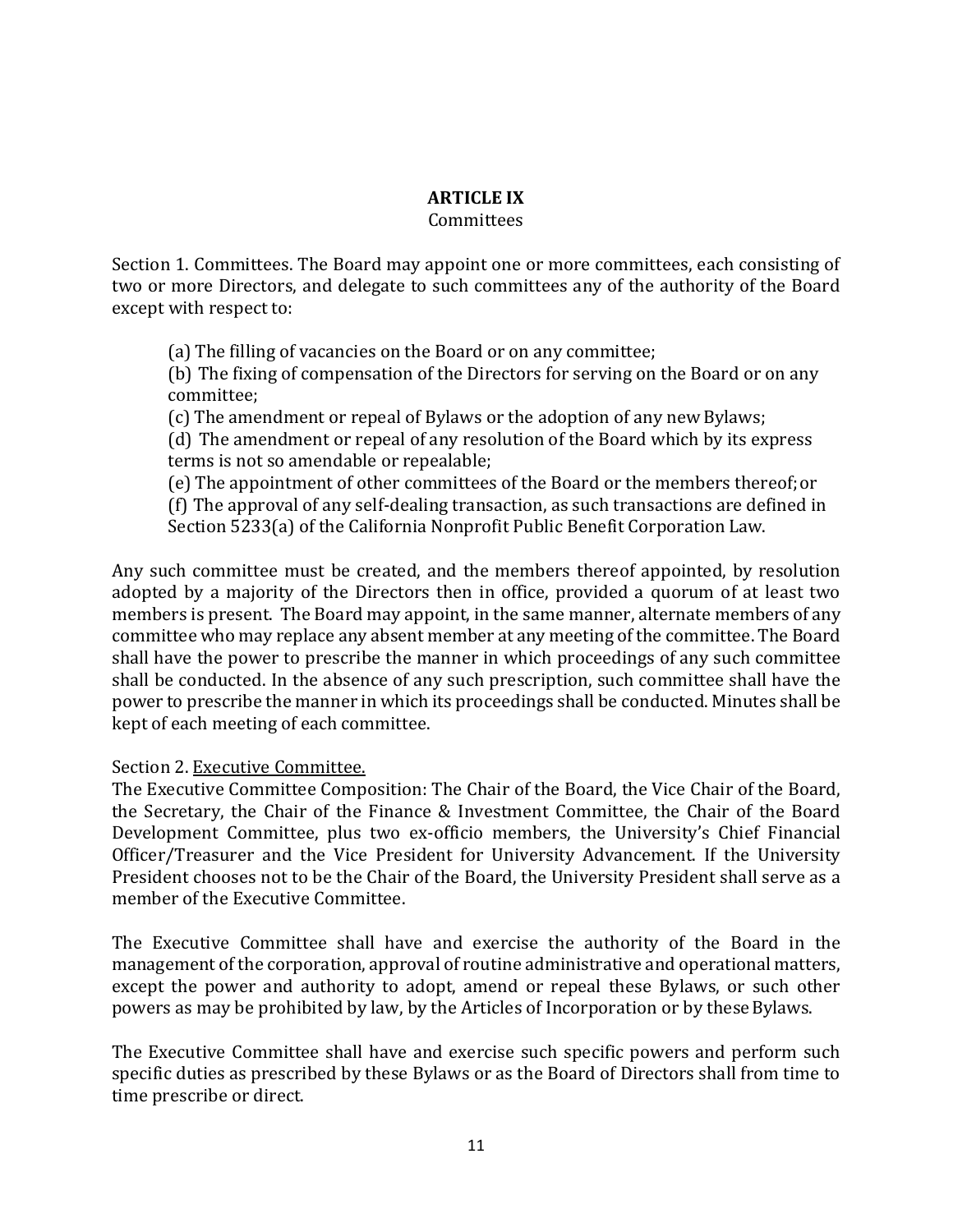## ARTICLE IX
Committees

Section 1. Committees. The Board may appoint one or more committees, each consisting of two or more Directors, and delegate to such committees any of the authority of the Board except with respect to:

(a) The filling of vacancies on the Board or on any committee;
(b) The fixing of compensation of the Directors for serving on the Board or on any committee;
(c) The amendment or repeal of Bylaws or the adoption of any new Bylaws;
(d) The amendment or repeal of any resolution of the Board which by its express terms is not so amendable or repealable;
(e) The appointment of other committees of the Board or the members thereof; or
(f) The approval of any self-dealing transaction, as such transactions are defined in Section 5233(a) of the California Nonprofit Public Benefit Corporation Law.

Any such committee must be created, and the members thereof appointed, by resolution adopted by a majority of the Directors then in office, provided a quorum of at least two members is present. The Board may appoint, in the same manner, alternate members of any committee who may replace any absent member at any meeting of the committee. The Board shall have the power to prescribe the manner in which proceedings of any such committee shall be conducted. In the absence of any such prescription, such committee shall have the power to prescribe the manner in which its proceedings shall be conducted. Minutes shall be kept of each meeting of each committee.

Section 2. Executive Committee.
The Executive Committee Composition: The Chair of the Board, the Vice Chair of the Board, the Secretary, the Chair of the Finance & Investment Committee, the Chair of the Board Development Committee, plus two ex-officio members, the University's Chief Financial Officer/Treasurer and the Vice President for University Advancement. If the University President chooses not to be the Chair of the Board, the University President shall serve as a member of the Executive Committee.

The Executive Committee shall have and exercise the authority of the Board in the management of the corporation, approval of routine administrative and operational matters, except the power and authority to adopt, amend or repeal these Bylaws, or such other powers as may be prohibited by law, by the Articles of Incorporation or by these Bylaws.

The Executive Committee shall have and exercise such specific powers and perform such specific duties as prescribed by these Bylaws or as the Board of Directors shall from time to time prescribe or direct.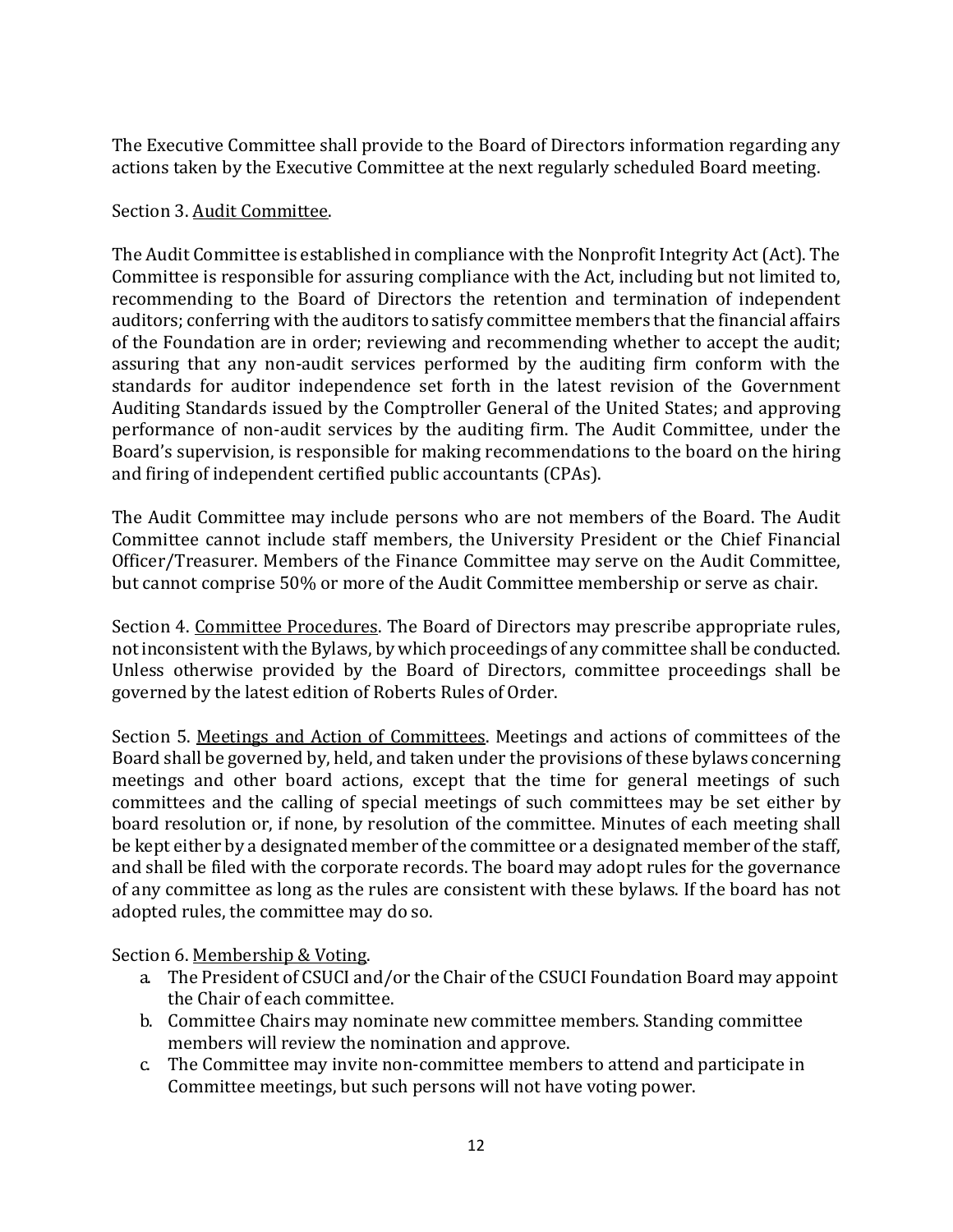The Executive Committee shall provide to the Board of Directors information regarding any actions taken by the Executive Committee at the next regularly scheduled Board meeting.

Section 3. <u>Audit Committee</u>.

The Audit Committee is established in compliance with the Nonprofit Integrity Act (Act). The Committee is responsible for assuring compliance with the Act, including but not limited to, recommending to the Board of Directors the retention and termination of independent auditors; conferring with the auditors to satisfy committee members that the financial affairs of the Foundation are in order; reviewing and recommending whether to accept the audit; assuring that any non-audit services performed by the auditing firm conform with the standards for auditor independence set forth in the latest revision of the Government Auditing Standards issued by the Comptroller General of the United States; and approving performance of non-audit services by the auditing firm. The Audit Committee, under the Board's supervision, is responsible for making recommendations to the board on the hiring and firing of independent certified public accountants (CPAs).

The Audit Committee may include persons who are not members of the Board. The Audit Committee cannot include staff members, the University President or the Chief Financial Officer/Treasurer. Members of the Finance Committee may serve on the Audit Committee, but cannot comprise 50% or more of the Audit Committee membership or serve as chair.

Section 4. <u>Committee Procedures</u>. The Board of Directors may prescribe appropriate rules, not inconsistent with the Bylaws, by which proceedings of any committee shall be conducted. Unless otherwise provided by the Board of Directors, committee proceedings shall be governed by the latest edition of Roberts Rules of Order.

Section 5. <u>Meetings and Action of Committees</u>. Meetings and actions of committees of the Board shall be governed by, held, and taken under the provisions of these bylaws concerning meetings and other board actions, except that the time for general meetings of such committees and the calling of special meetings of such committees may be set either by board resolution or, if none, by resolution of the committee. Minutes of each meeting shall be kept either by a designated member of the committee or a designated member of the staff, and shall be filed with the corporate records. The board may adopt rules for the governance of any committee as long as the rules are consistent with these bylaws. If the board has not adopted rules, the committee may do so.

Section 6. <u>Membership & Voting</u>.

a. The President of CSUCI and/or the Chair of the CSUCI Foundation Board may appoint the Chair of each committee.
b. Committee Chairs may nominate new committee members. Standing committee members will review the nomination and approve.
c. The Committee may invite non-committee members to attend and participate in Committee meetings, but such persons will not have voting power.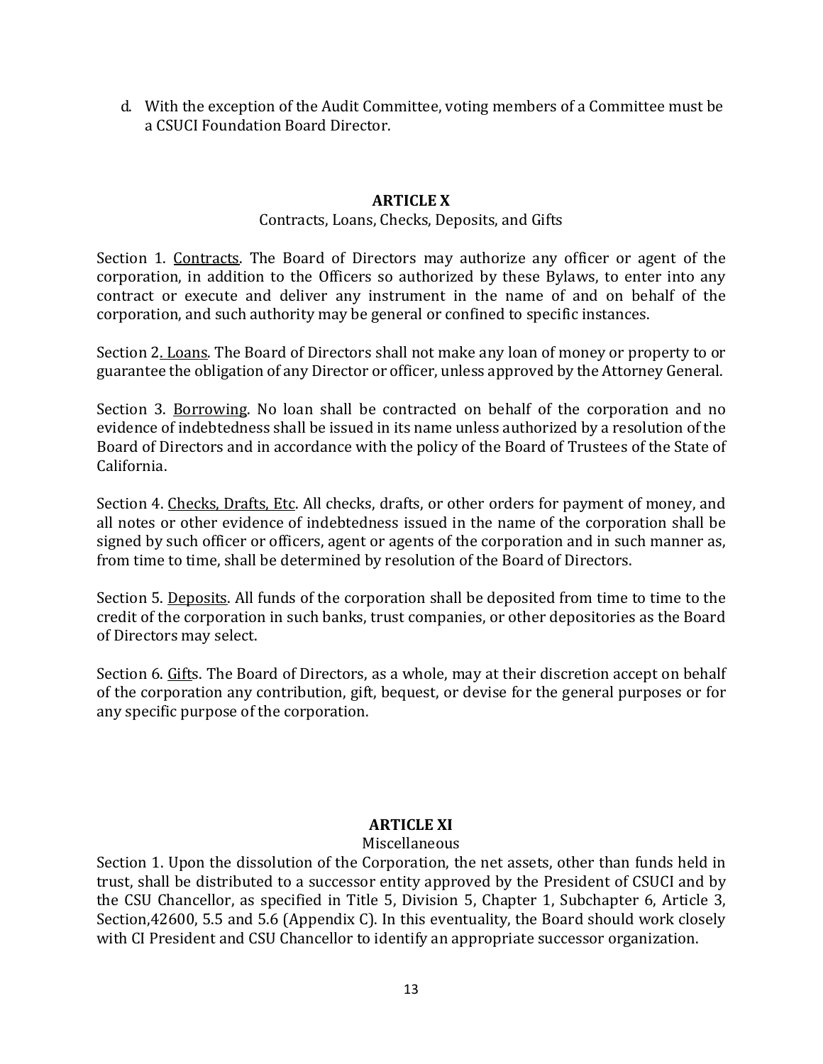d. With the exception of the Audit Committee, voting members of a Committee must be a CSUCI Foundation Board Director.

## ARTICLE X

Contracts, Loans, Checks, Deposits, and Gifts

Section 1. Contracts. The Board of Directors may authorize any officer or agent of the corporation, in addition to the Officers so authorized by these Bylaws, to enter into any contract or execute and deliver any instrument in the name of and on behalf of the corporation, and such authority may be general or confined to specific instances.

Section 2. Loans. The Board of Directors shall not make any loan of money or property to or guarantee the obligation of any Director or officer, unless approved by the Attorney General.

Section 3. Borrowing. No loan shall be contracted on behalf of the corporation and no evidence of indebtedness shall be issued in its name unless authorized by a resolution of the Board of Directors and in accordance with the policy of the Board of Trustees of the State of California.

Section 4. Checks, Drafts, Etc. All checks, drafts, or other orders for payment of money, and all notes or other evidence of indebtedness issued in the name of the corporation shall be signed by such officer or officers, agent or agents of the corporation and in such manner as, from time to time, shall be determined by resolution of the Board of Directors.

Section 5. Deposits. All funds of the corporation shall be deposited from time to time to the credit of the corporation in such banks, trust companies, or other depositories as the Board of Directors may select.

Section 6. Gifts. The Board of Directors, as a whole, may at their discretion accept on behalf of the corporation any contribution, gift, bequest, or devise for the general purposes or for any specific purpose of the corporation.

## ARTICLE XI

Miscellaneous

Section 1. Upon the dissolution of the Corporation, the net assets, other than funds held in trust, shall be distributed to a successor entity approved by the President of CSUCI and by the CSU Chancellor, as specified in Title 5, Division 5, Chapter 1, Subchapter 6, Article 3, Section,42600, 5.5 and 5.6 (Appendix C). In this eventuality, the Board should work closely with CI President and CSU Chancellor to identify an appropriate successor organization.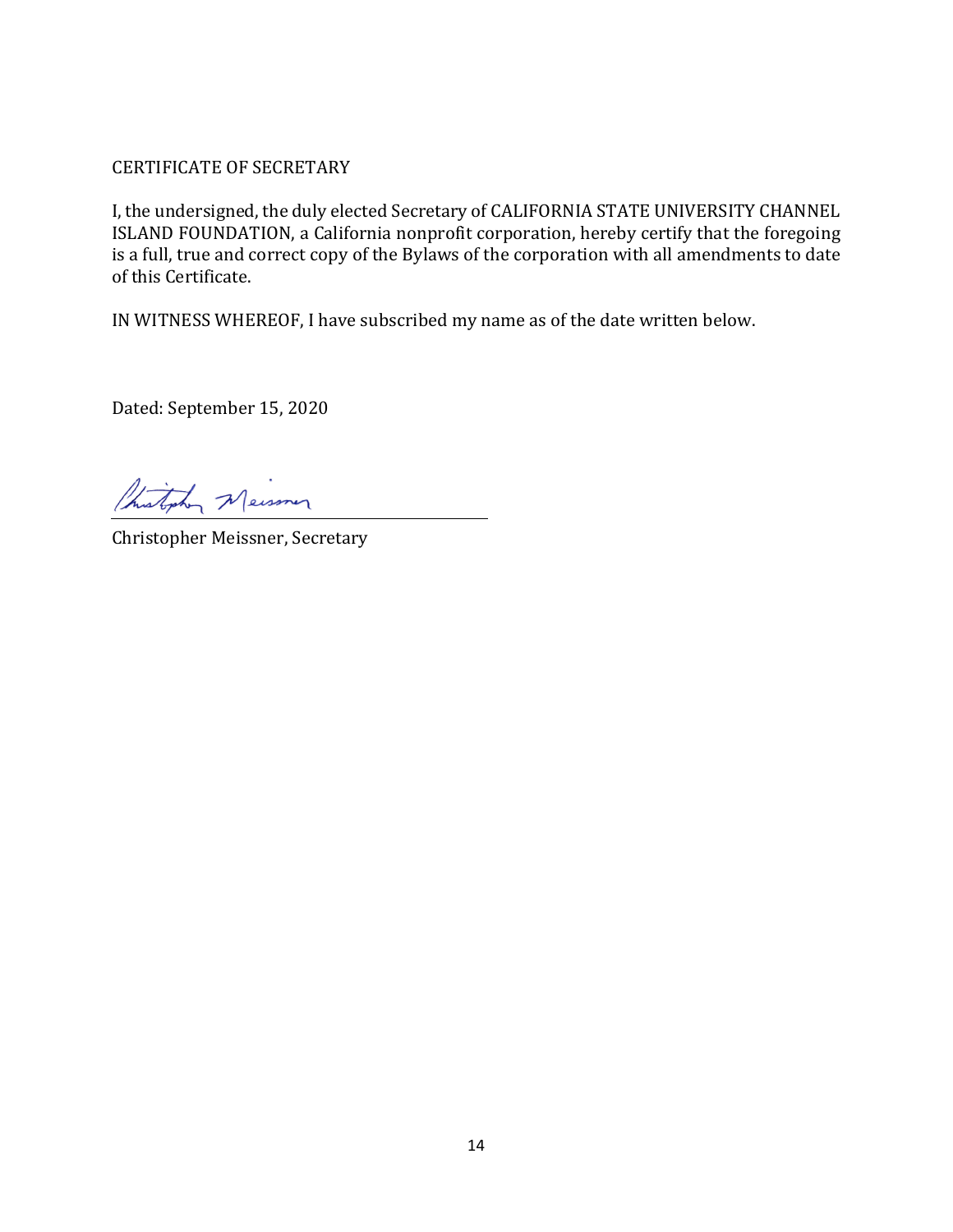CERTIFICATE OF SECRETARY

I, the undersigned, the duly elected Secretary of CALIFORNIA STATE UNIVERSITY CHANNEL ISLAND FOUNDATION, a California nonprofit corporation, hereby certify that the foregoing is a full, true and correct copy of the Bylaws of the corporation with all amendments to date of this Certificate.

IN WITNESS WHEREOF, I have subscribed my name as of the date written below.

Dated: September 15, 2020

Christopher Meissner, Secretary